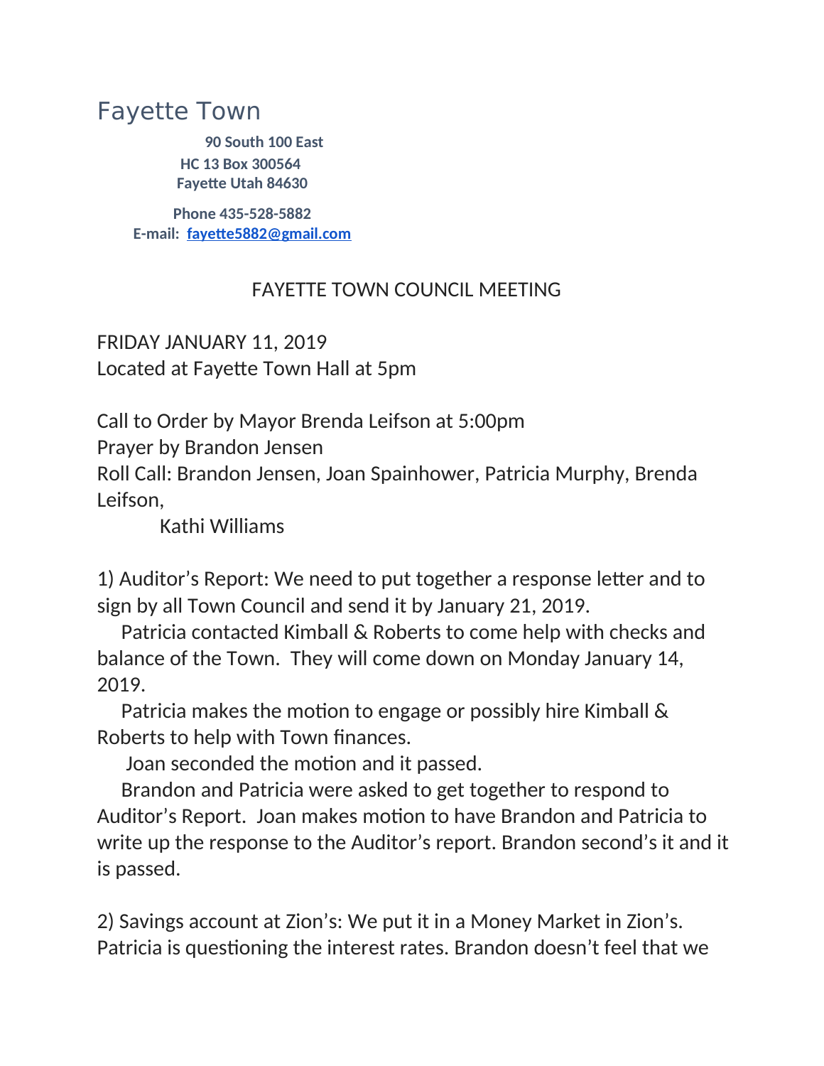# Fayette Town

90 South 100 East
HC 13 Box 300564
Fayette Utah 84630

Phone 435-528-5882
E-mail: fayette5882@gmail.com

FAYETTE TOWN COUNCIL MEETING

FRIDAY JANUARY 11, 2019
Located at Fayette Town Hall at 5pm

Call to Order by Mayor Brenda Leifson at 5:00pm
Prayer by Brandon Jensen
Roll Call: Brandon Jensen, Joan Spainhower, Patricia Murphy, Brenda Leifson,
Kathi Williams

1) Auditor's Report: We need to put together a response letter and to sign by all Town Council and send it by January 21, 2019.
Patricia contacted Kimball & Roberts to come help with checks and balance of the Town. They will come down on Monday January 14, 2019.
Patricia makes the motion to engage or possibly hire Kimball & Roberts to help with Town finances.
Joan seconded the motion and it passed.
Brandon and Patricia were asked to get together to respond to Auditor's Report. Joan makes motion to have Brandon and Patricia to write up the response to the Auditor's report. Brandon second's it and it is passed.

2) Savings account at Zion's: We put it in a Money Market in Zion's. Patricia is questioning the interest rates. Brandon doesn't feel that we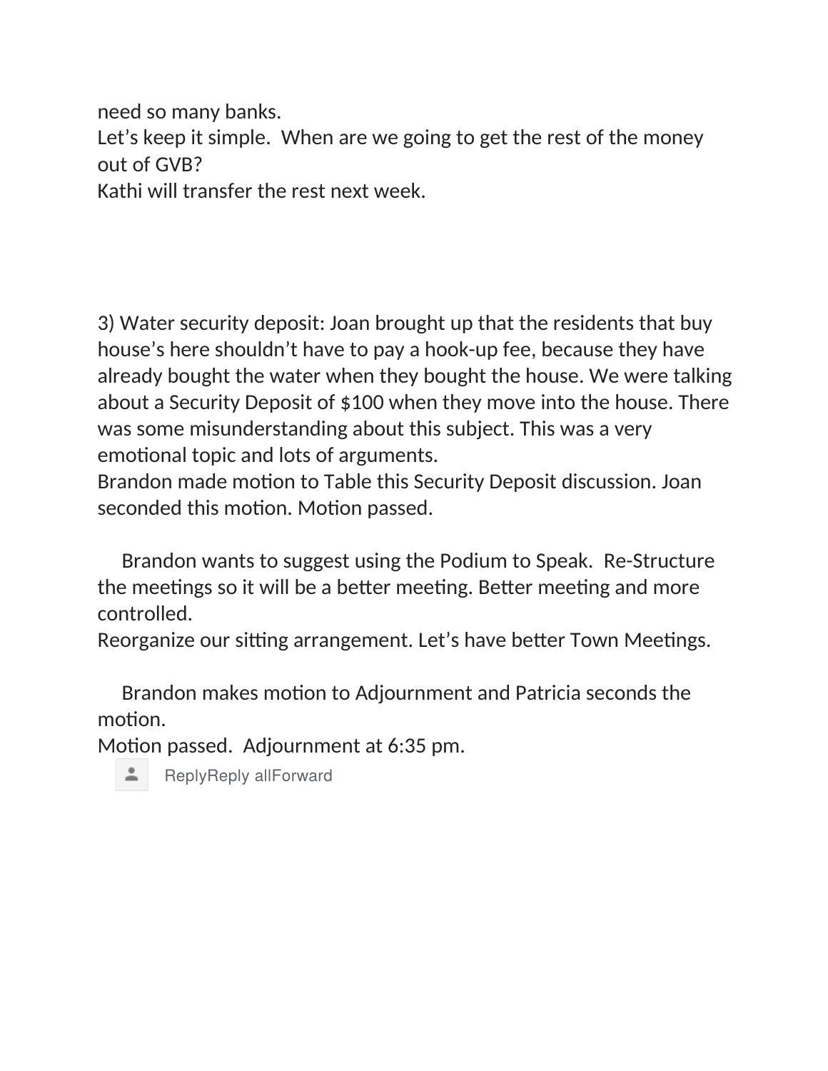need so many banks.
Let's keep it simple. When are we going to get the rest of the money out of GVB?
Kathi will transfer the rest next week.

3) Water security deposit: Joan brought up that the residents that buy house's here shouldn't have to pay a hook-up fee, because they have already bought the water when they bought the house. We were talking about a Security Deposit of $100 when they move into the house. There was some misunderstanding about this subject. This was a very emotional topic and lots of arguments.
Brandon made motion to Table this Security Deposit discussion. Joan seconded this motion. Motion passed.

Brandon wants to suggest using the Podium to Speak. Re-Structure the meetings so it will be a better meeting. Better meeting and more controlled.
Reorganize our sitting arrangement. Let's have better Town Meetings.

Brandon makes motion to Adjournment and Patricia seconds the motion.
Motion passed. Adjournment at 6:35 pm.

ReplyReply allForward